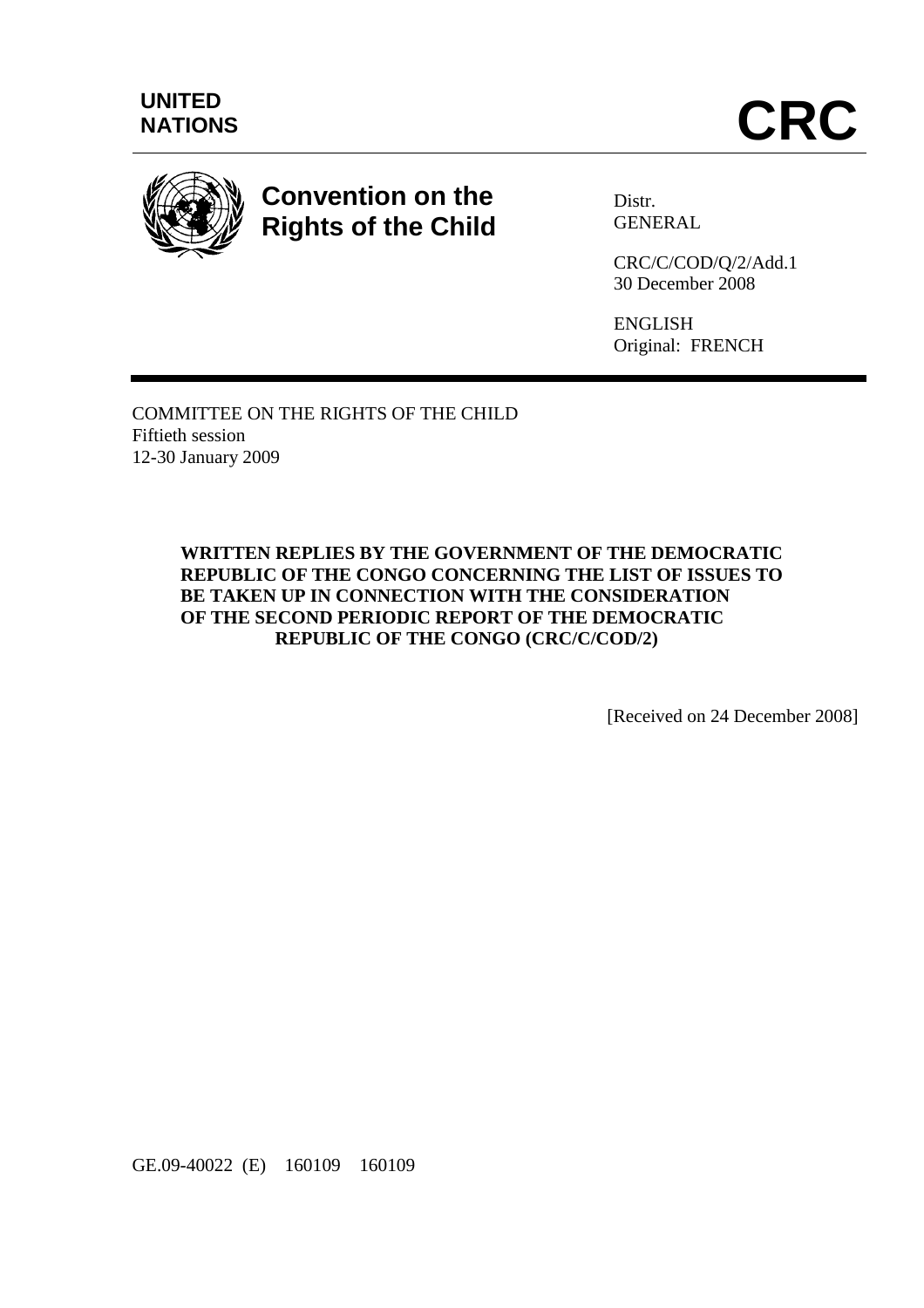**UNITED NATIONS**

# CRC

**Convention on the Rights of the Child**

Distr.
GENERAL

CRC/C/COD/Q/2/Add.1
30 December 2008

ENGLISH
Original: FRENCH

COMMITTEE ON THE RIGHTS OF THE CHILD
Fiftieth session
12-30 January 2009

**WRITTEN REPLIES BY THE GOVERNMENT OF THE DEMOCRATIC REPUBLIC OF THE CONGO CONCERNING THE LIST OF ISSUES TO BE TAKEN UP IN CONNECTION WITH THE CONSIDERATION OF THE SECOND PERIODIC REPORT OF THE DEMOCRATIC REPUBLIC OF THE CONGO (CRC/C/COD/2)**

[Received on 24 December 2008]

GE.09-40022 (E) 160109 160109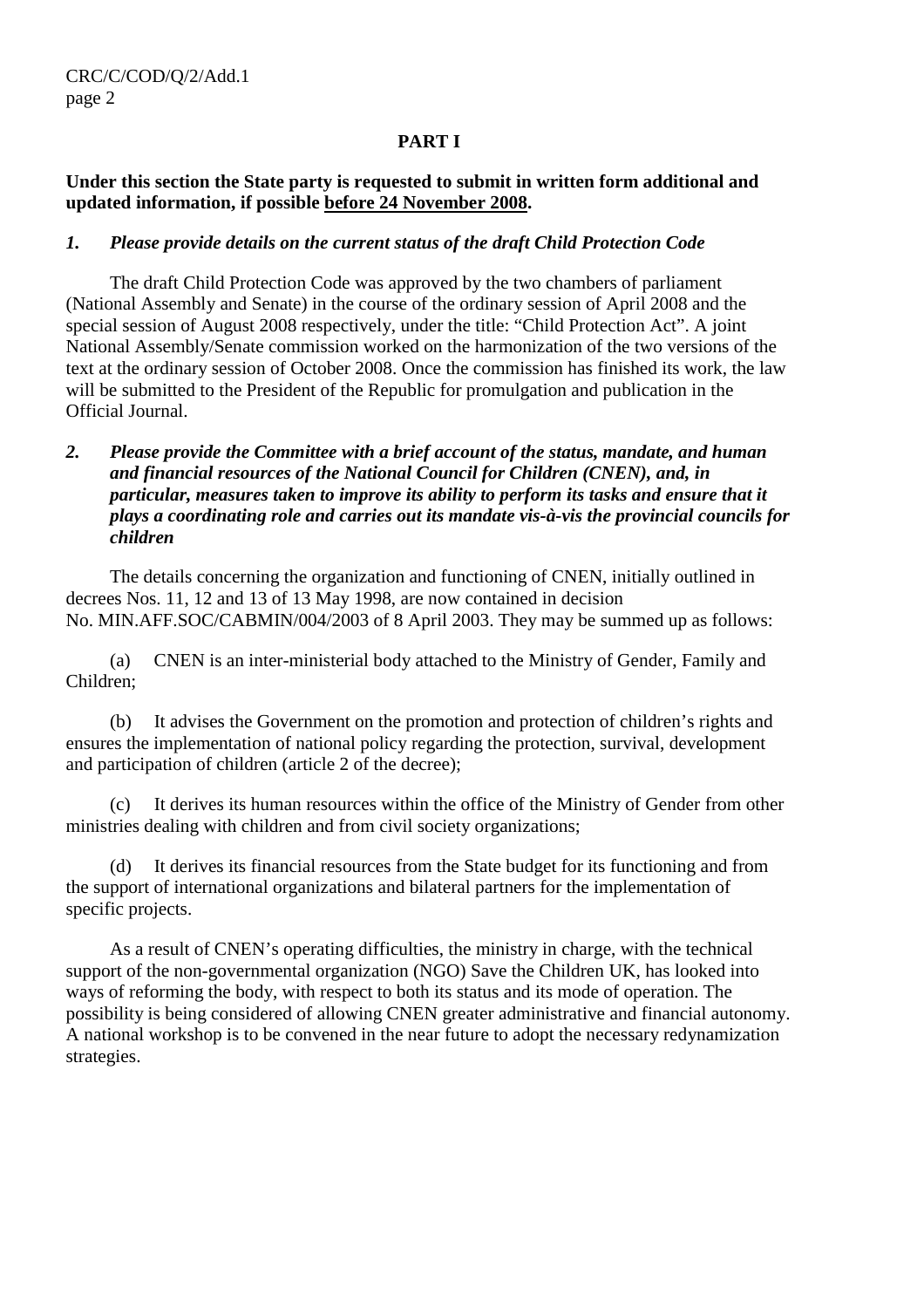## PART I

**Under this section the State party is requested to submit in written form additional and updated information, if possible before 24 November 2008.**

***1. Please provide details on the current status of the draft Child Protection Code***

The draft Child Protection Code was approved by the two chambers of parliament (National Assembly and Senate) in the course of the ordinary session of April 2008 and the special session of August 2008 respectively, under the title: "Child Protection Act". A joint National Assembly/Senate commission worked on the harmonization of the two versions of the text at the ordinary session of October 2008. Once the commission has finished its work, the law will be submitted to the President of the Republic for promulgation and publication in the Official Journal.

***2. Please provide the Committee with a brief account of the status, mandate, and human and financial resources of the National Council for Children (CNEN), and, in particular, measures taken to improve its ability to perform its tasks and ensure that it plays a coordinating role and carries out its mandate vis-à-vis the provincial councils for children***

The details concerning the organization and functioning of CNEN, initially outlined in decrees Nos. 11, 12 and 13 of 13 May 1998, are now contained in decision No. MIN.AFF.SOC/CABMIN/004/2003 of 8 April 2003. They may be summed up as follows:

(a) CNEN is an inter-ministerial body attached to the Ministry of Gender, Family and Children;

(b) It advises the Government on the promotion and protection of children's rights and ensures the implementation of national policy regarding the protection, survival, development and participation of children (article 2 of the decree);

(c) It derives its human resources within the office of the Ministry of Gender from other ministries dealing with children and from civil society organizations;

(d) It derives its financial resources from the State budget for its functioning and from the support of international organizations and bilateral partners for the implementation of specific projects.

As a result of CNEN's operating difficulties, the ministry in charge, with the technical support of the non-governmental organization (NGO) Save the Children UK, has looked into ways of reforming the body, with respect to both its status and its mode of operation. The possibility is being considered of allowing CNEN greater administrative and financial autonomy. A national workshop is to be convened in the near future to adopt the necessary redynamization strategies.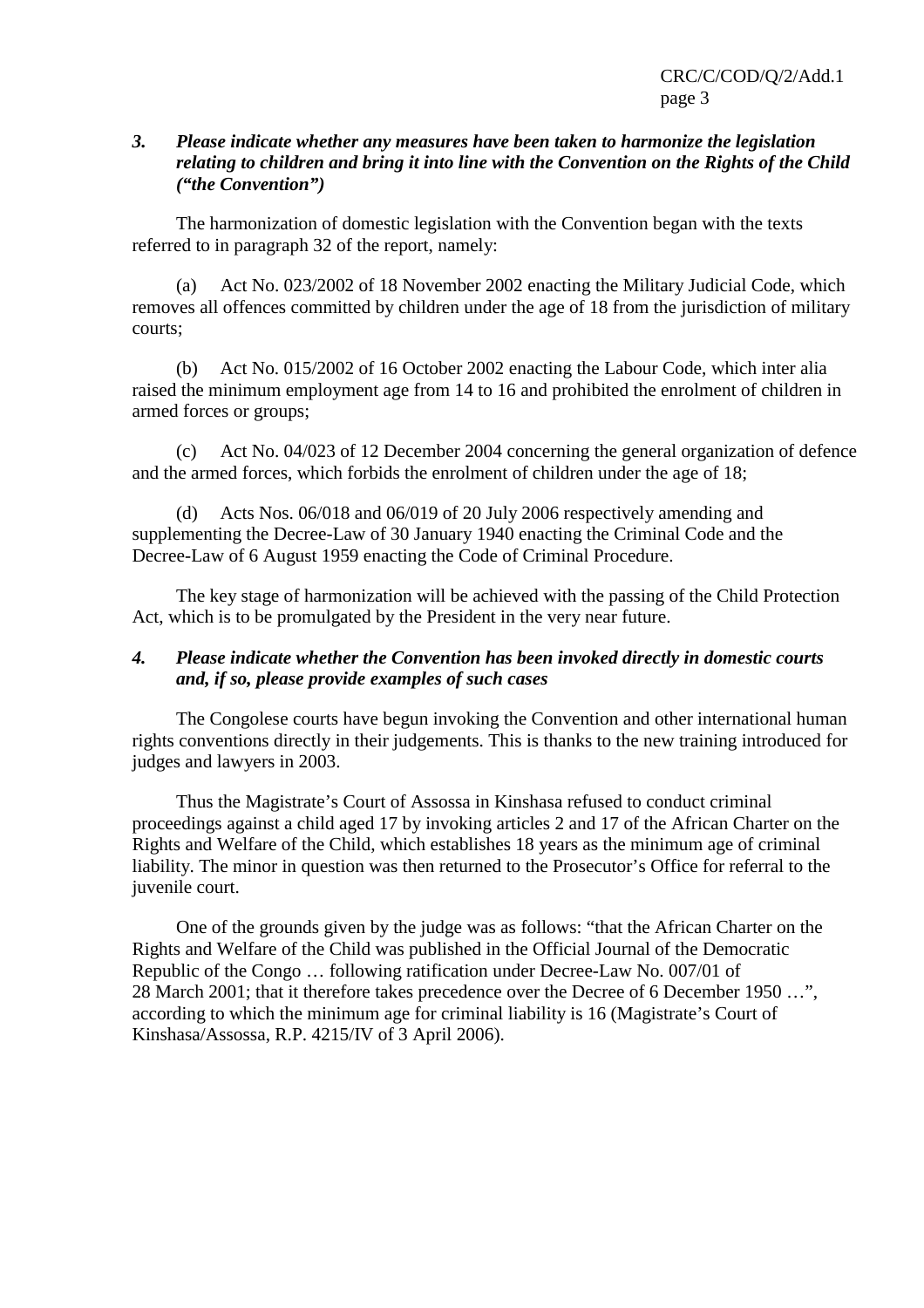### 3. *Please indicate whether any measures have been taken to harmonize the legislation relating to children and bring it into line with the Convention on the Rights of the Child ("the Convention")*

The harmonization of domestic legislation with the Convention began with the texts referred to in paragraph 32 of the report, namely:

(a) Act No. 023/2002 of 18 November 2002 enacting the Military Judicial Code, which removes all offences committed by children under the age of 18 from the jurisdiction of military courts;

(b) Act No. 015/2002 of 16 October 2002 enacting the Labour Code, which inter alia raised the minimum employment age from 14 to 16 and prohibited the enrolment of children in armed forces or groups;

(c) Act No. 04/023 of 12 December 2004 concerning the general organization of defence and the armed forces, which forbids the enrolment of children under the age of 18;

(d) Acts Nos. 06/018 and 06/019 of 20 July 2006 respectively amending and supplementing the Decree-Law of 30 January 1940 enacting the Criminal Code and the Decree-Law of 6 August 1959 enacting the Code of Criminal Procedure.

The key stage of harmonization will be achieved with the passing of the Child Protection Act, which is to be promulgated by the President in the very near future.

### 4. *Please indicate whether the Convention has been invoked directly in domestic courts and, if so, please provide examples of such cases*

The Congolese courts have begun invoking the Convention and other international human rights conventions directly in their judgements. This is thanks to the new training introduced for judges and lawyers in 2003.

Thus the Magistrate's Court of Assossa in Kinshasa refused to conduct criminal proceedings against a child aged 17 by invoking articles 2 and 17 of the African Charter on the Rights and Welfare of the Child, which establishes 18 years as the minimum age of criminal liability. The minor in question was then returned to the Prosecutor's Office for referral to the juvenile court.

One of the grounds given by the judge was as follows: "that the African Charter on the Rights and Welfare of the Child was published in the Official Journal of the Democratic Republic of the Congo … following ratification under Decree-Law No. 007/01 of 28 March 2001; that it therefore takes precedence over the Decree of 6 December 1950 …", according to which the minimum age for criminal liability is 16 (Magistrate's Court of Kinshasa/Assossa, R.P. 4215/IV of 3 April 2006).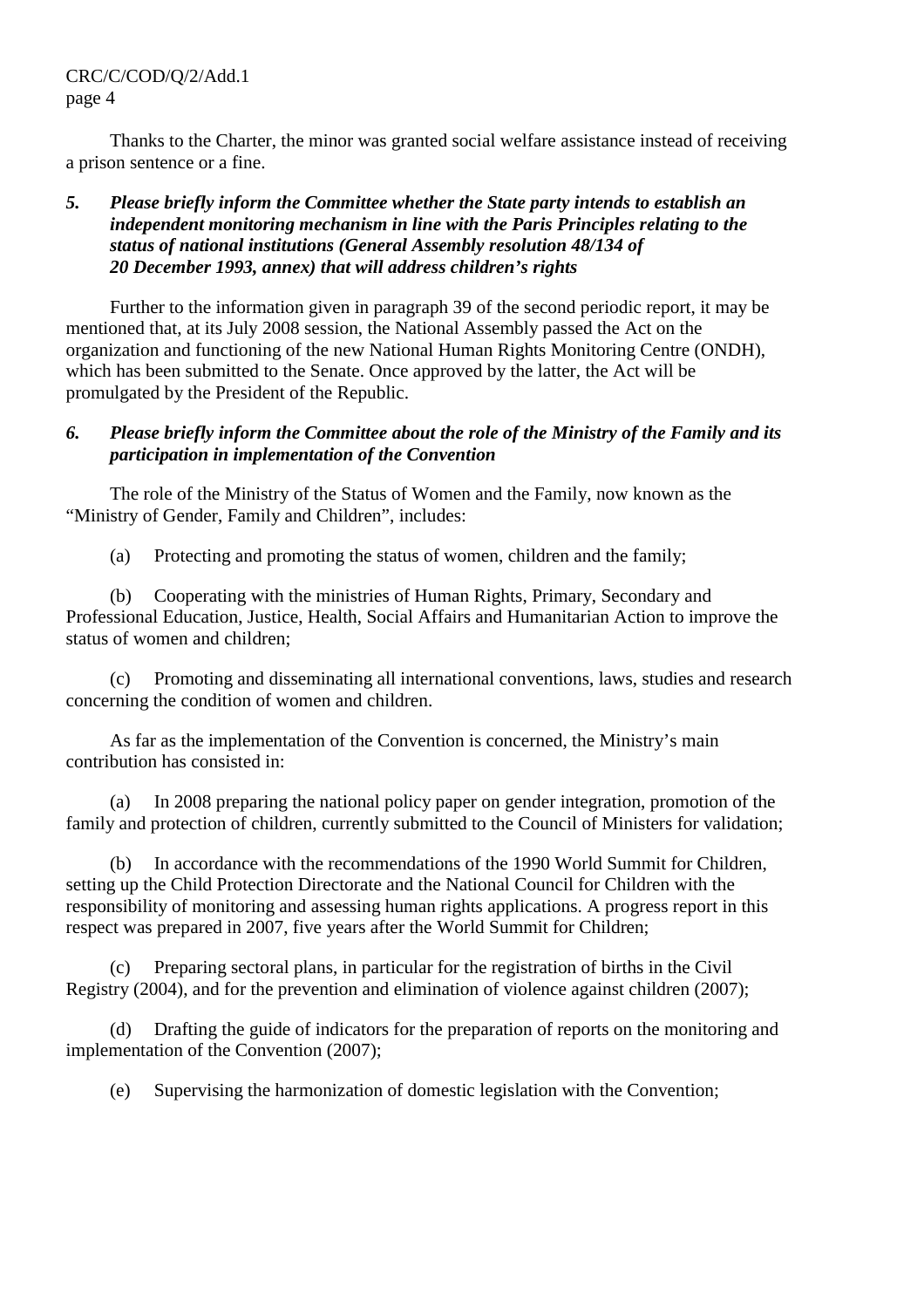Thanks to the Charter, the minor was granted social welfare assistance instead of receiving a prison sentence or a fine.

***5. Please briefly inform the Committee whether the State party intends to establish an independent monitoring mechanism in line with the Paris Principles relating to the status of national institutions (General Assembly resolution 48/134 of 20 December 1993, annex) that will address children's rights***

Further to the information given in paragraph 39 of the second periodic report, it may be mentioned that, at its July 2008 session, the National Assembly passed the Act on the organization and functioning of the new National Human Rights Monitoring Centre (ONDH), which has been submitted to the Senate. Once approved by the latter, the Act will be promulgated by the President of the Republic.

***6. Please briefly inform the Committee about the role of the Ministry of the Family and its participation in implementation of the Convention***

The role of the Ministry of the Status of Women and the Family, now known as the "Ministry of Gender, Family and Children", includes:

(a) Protecting and promoting the status of women, children and the family;

(b) Cooperating with the ministries of Human Rights, Primary, Secondary and Professional Education, Justice, Health, Social Affairs and Humanitarian Action to improve the status of women and children;

(c) Promoting and disseminating all international conventions, laws, studies and research concerning the condition of women and children.

As far as the implementation of the Convention is concerned, the Ministry's main contribution has consisted in:

(a) In 2008 preparing the national policy paper on gender integration, promotion of the family and protection of children, currently submitted to the Council of Ministers for validation;

(b) In accordance with the recommendations of the 1990 World Summit for Children, setting up the Child Protection Directorate and the National Council for Children with the responsibility of monitoring and assessing human rights applications. A progress report in this respect was prepared in 2007, five years after the World Summit for Children;

(c) Preparing sectoral plans, in particular for the registration of births in the Civil Registry (2004), and for the prevention and elimination of violence against children (2007);

(d) Drafting the guide of indicators for the preparation of reports on the monitoring and implementation of the Convention (2007);

(e) Supervising the harmonization of domestic legislation with the Convention;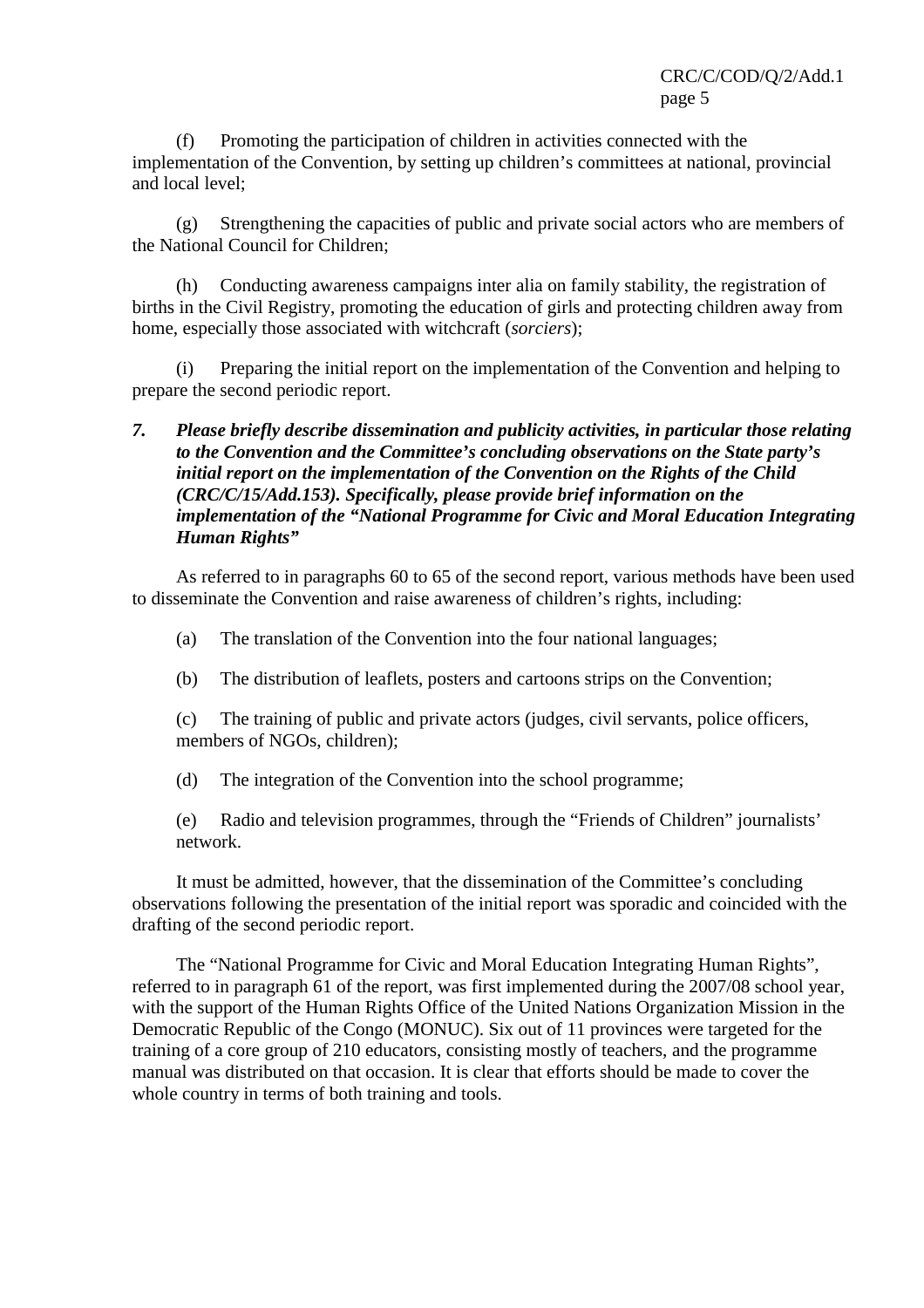(f) Promoting the participation of children in activities connected with the implementation of the Convention, by setting up children's committees at national, provincial and local level;

(g) Strengthening the capacities of public and private social actors who are members of the National Council for Children;

(h) Conducting awareness campaigns inter alia on family stability, the registration of births in the Civil Registry, promoting the education of girls and protecting children away from home, especially those associated with witchcraft (*sorciers*);

(i) Preparing the initial report on the implementation of the Convention and helping to prepare the second periodic report.

***7. Please briefly describe dissemination and publicity activities, in particular those relating to the Convention and the Committee's concluding observations on the State party's initial report on the implementation of the Convention on the Rights of the Child (CRC/C/15/Add.153). Specifically, please provide brief information on the implementation of the "National Programme for Civic and Moral Education Integrating Human Rights"***

As referred to in paragraphs 60 to 65 of the second report, various methods have been used to disseminate the Convention and raise awareness of children's rights, including:

(a) The translation of the Convention into the four national languages;

(b) The distribution of leaflets, posters and cartoons strips on the Convention;

(c) The training of public and private actors (judges, civil servants, police officers, members of NGOs, children);

(d) The integration of the Convention into the school programme;

(e) Radio and television programmes, through the "Friends of Children" journalists' network.

It must be admitted, however, that the dissemination of the Committee's concluding observations following the presentation of the initial report was sporadic and coincided with the drafting of the second periodic report.

The "National Programme for Civic and Moral Education Integrating Human Rights", referred to in paragraph 61 of the report, was first implemented during the 2007/08 school year, with the support of the Human Rights Office of the United Nations Organization Mission in the Democratic Republic of the Congo (MONUC). Six out of 11 provinces were targeted for the training of a core group of 210 educators, consisting mostly of teachers, and the programme manual was distributed on that occasion. It is clear that efforts should be made to cover the whole country in terms of both training and tools.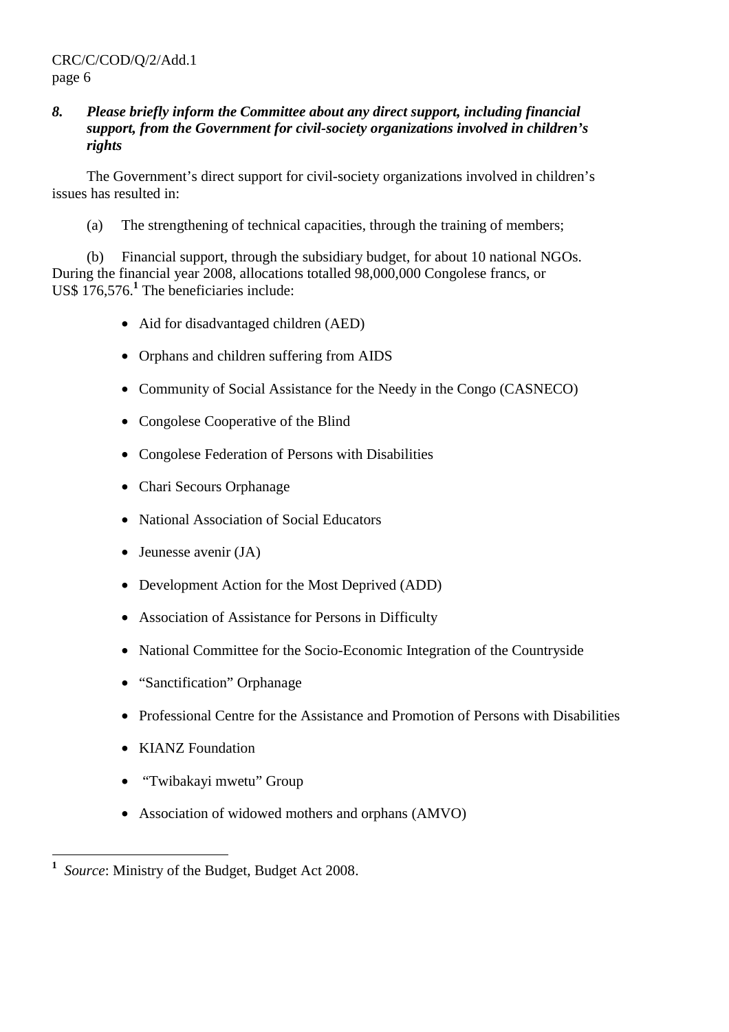***8. Please briefly inform the Committee about any direct support, including financial support, from the Government for civil-society organizations involved in children's rights***

The Government's direct support for civil-society organizations involved in children's issues has resulted in:

(a) The strengthening of technical capacities, through the training of members;

(b) Financial support, through the subsidiary budget, for about 10 national NGOs. During the financial year 2008, allocations totalled 98,000,000 Congolese francs, or US$ 176,576.[1] The beneficiaries include:

- Aid for disadvantaged children (AED)
- Orphans and children suffering from AIDS
- Community of Social Assistance for the Needy in the Congo (CASNECO)
- Congolese Cooperative of the Blind
- Congolese Federation of Persons with Disabilities
- Chari Secours Orphanage
- National Association of Social Educators
- Jeunesse avenir (JA)
- Development Action for the Most Deprived (ADD)
- Association of Assistance for Persons in Difficulty
- National Committee for the Socio-Economic Integration of the Countryside
- "Sanctification" Orphanage
- Professional Centre for the Assistance and Promotion of Persons with Disabilities
- KIANZ Foundation
- "Twibakayi mwetu" Group
- Association of widowed mothers and orphans (AMVO)

---

[1] *Source*: Ministry of the Budget, Budget Act 2008.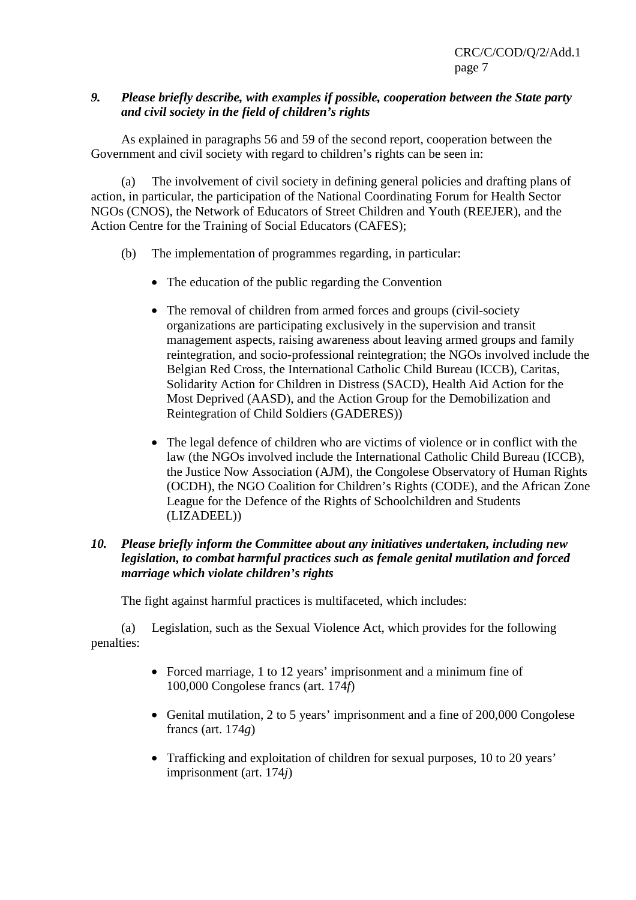***9. Please briefly describe, with examples if possible, cooperation between the State party and civil society in the field of children's rights***

As explained in paragraphs 56 and 59 of the second report, cooperation between the Government and civil society with regard to children's rights can be seen in:

(a) The involvement of civil society in defining general policies and drafting plans of action, in particular, the participation of the National Coordinating Forum for Health Sector NGOs (CNOS), the Network of Educators of Street Children and Youth (REEJER), and the Action Centre for the Training of Social Educators (CAFES);

(b) The implementation of programmes regarding, in particular:

- The education of the public regarding the Convention
- The removal of children from armed forces and groups (civil-society organizations are participating exclusively in the supervision and transit management aspects, raising awareness about leaving armed groups and family reintegration, and socio-professional reintegration; the NGOs involved include the Belgian Red Cross, the International Catholic Child Bureau (ICCB), Caritas, Solidarity Action for Children in Distress (SACD), Health Aid Action for the Most Deprived (AASD), and the Action Group for the Demobilization and Reintegration of Child Soldiers (GADERES))
- The legal defence of children who are victims of violence or in conflict with the law (the NGOs involved include the International Catholic Child Bureau (ICCB), the Justice Now Association (AJM), the Congolese Observatory of Human Rights (OCDH), the NGO Coalition for Children's Rights (CODE), and the African Zone League for the Defence of the Rights of Schoolchildren and Students (LIZADEEL))

***10. Please briefly inform the Committee about any initiatives undertaken, including new legislation, to combat harmful practices such as female genital mutilation and forced marriage which violate children's rights***

The fight against harmful practices is multifaceted, which includes:

(a) Legislation, such as the Sexual Violence Act, which provides for the following penalties:

- Forced marriage, 1 to 12 years' imprisonment and a minimum fine of 100,000 Congolese francs (art. 174*f*)
- Genital mutilation, 2 to 5 years' imprisonment and a fine of 200,000 Congolese francs (art. 174*g*)
- Trafficking and exploitation of children for sexual purposes, 10 to 20 years' imprisonment (art. 174*j*)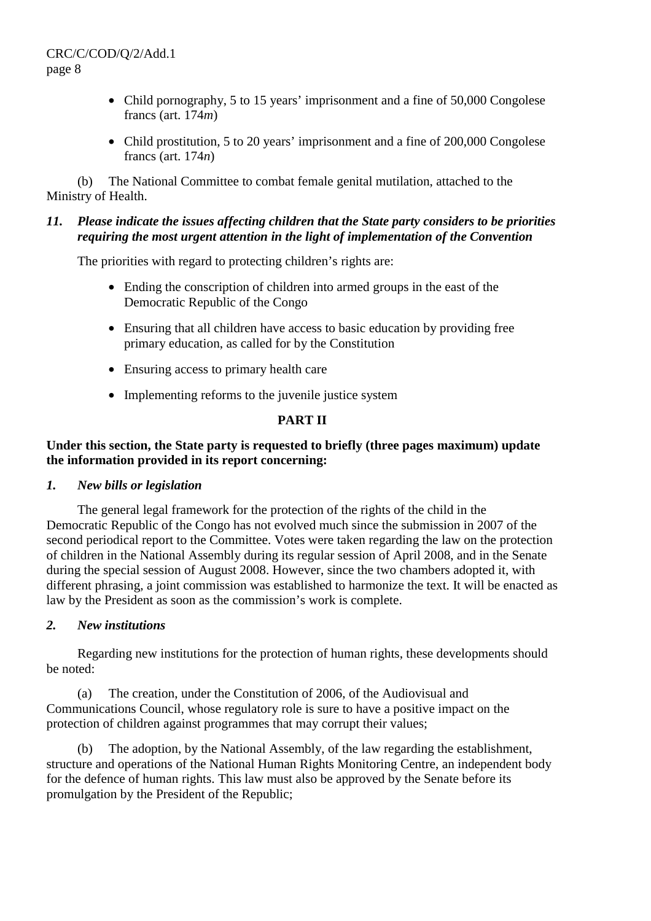- Child pornography, 5 to 15 years' imprisonment and a fine of 50,000 Congolese francs (art. 174*m*)
- Child prostitution, 5 to 20 years' imprisonment and a fine of 200,000 Congolese francs (art. 174*n*)

(b) The National Committee to combat female genital mutilation, attached to the Ministry of Health.

***11. Please indicate the issues affecting children that the State party considers to be priorities requiring the most urgent attention in the light of implementation of the Convention***

The priorities with regard to protecting children's rights are:

- Ending the conscription of children into armed groups in the east of the Democratic Republic of the Congo
- Ensuring that all children have access to basic education by providing free primary education, as called for by the Constitution
- Ensuring access to primary health care
- Implementing reforms to the juvenile justice system

## PART II

**Under this section, the State party is requested to briefly (three pages maximum) update the information provided in its report concerning:**

***1. New bills or legislation***

The general legal framework for the protection of the rights of the child in the Democratic Republic of the Congo has not evolved much since the submission in 2007 of the second periodical report to the Committee. Votes were taken regarding the law on the protection of children in the National Assembly during its regular session of April 2008, and in the Senate during the special session of August 2008. However, since the two chambers adopted it, with different phrasing, a joint commission was established to harmonize the text. It will be enacted as law by the President as soon as the commission's work is complete.

***2. New institutions***

Regarding new institutions for the protection of human rights, these developments should be noted:

(a) The creation, under the Constitution of 2006, of the Audiovisual and Communications Council, whose regulatory role is sure to have a positive impact on the protection of children against programmes that may corrupt their values;

(b) The adoption, by the National Assembly, of the law regarding the establishment, structure and operations of the National Human Rights Monitoring Centre, an independent body for the defence of human rights. This law must also be approved by the Senate before its promulgation by the President of the Republic;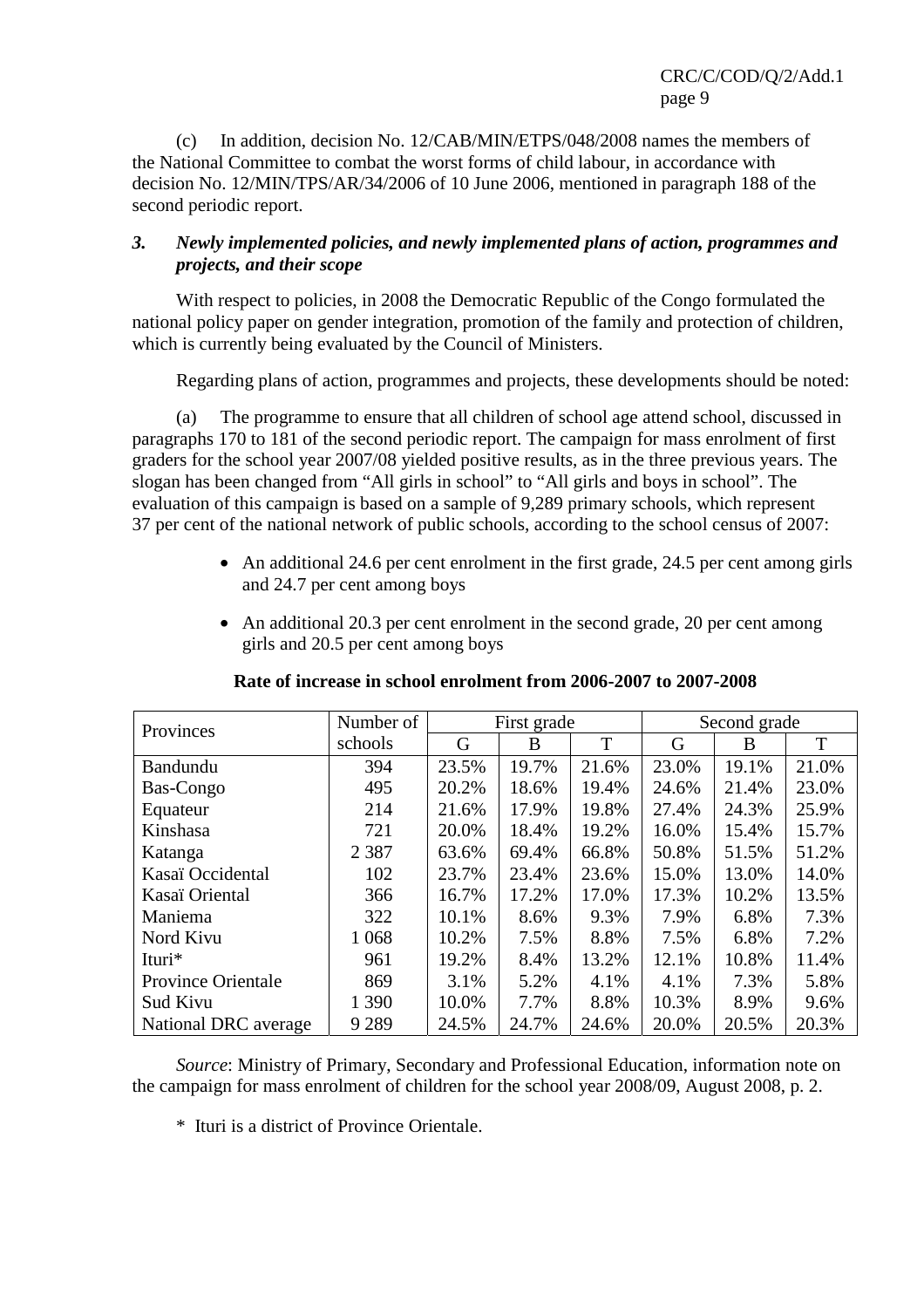(c) In addition, decision No. 12/CAB/MIN/ETPS/048/2008 names the members of the National Committee to combat the worst forms of child labour, in accordance with decision No. 12/MIN/TPS/AR/34/2006 of 10 June 2006, mentioned in paragraph 188 of the second periodic report.

### *3. Newly implemented policies, and newly implemented plans of action, programmes and projects, and their scope*

With respect to policies, in 2008 the Democratic Republic of the Congo formulated the national policy paper on gender integration, promotion of the family and protection of children, which is currently being evaluated by the Council of Ministers.

Regarding plans of action, programmes and projects, these developments should be noted:

(a) The programme to ensure that all children of school age attend school, discussed in paragraphs 170 to 181 of the second periodic report. The campaign for mass enrolment of first graders for the school year 2007/08 yielded positive results, as in the three previous years. The slogan has been changed from "All girls in school" to "All girls and boys in school". The evaluation of this campaign is based on a sample of 9,289 primary schools, which represent 37 per cent of the national network of public schools, according to the school census of 2007:

- An additional 24.6 per cent enrolment in the first grade, 24.5 per cent among girls and 24.7 per cent among boys
- An additional 20.3 per cent enrolment in the second grade, 20 per cent among girls and 20.5 per cent among boys

**Rate of increase in school enrolment from 2006-2007 to 2007-2008**

| Provinces | Number of schools | First grade | | | Second grade | | |
|---|---|---|---|---|---|---|---|
| | | G | B | T | G | B | T |
| Bandundu | 394 | 23.5% | 19.7% | 21.6% | 23.0% | 19.1% | 21.0% |
| Bas-Congo | 495 | 20.2% | 18.6% | 19.4% | 24.6% | 21.4% | 23.0% |
| Equateur | 214 | 21.6% | 17.9% | 19.8% | 27.4% | 24.3% | 25.9% |
| Kinshasa | 721 | 20.0% | 18.4% | 19.2% | 16.0% | 15.4% | 15.7% |
| Katanga | 2 387 | 63.6% | 69.4% | 66.8% | 50.8% | 51.5% | 51.2% |
| Kasaï Occidental | 102 | 23.7% | 23.4% | 23.6% | 15.0% | 13.0% | 14.0% |
| Kasaï Oriental | 366 | 16.7% | 17.2% | 17.0% | 17.3% | 10.2% | 13.5% |
| Maniema | 322 | 10.1% | 8.6% | 9.3% | 7.9% | 6.8% | 7.3% |
| Nord Kivu | 1 068 | 10.2% | 7.5% | 8.8% | 7.5% | 6.8% | 7.2% |
| Ituri* | 961 | 19.2% | 8.4% | 13.2% | 12.1% | 10.8% | 11.4% |
| Province Orientale | 869 | 3.1% | 5.2% | 4.1% | 4.1% | 7.3% | 5.8% |
| Sud Kivu | 1 390 | 10.0% | 7.7% | 8.8% | 10.3% | 8.9% | 9.6% |
| National DRC average | 9 289 | 24.5% | 24.7% | 24.6% | 20.0% | 20.5% | 20.3% |

*Source*: Ministry of Primary, Secondary and Professional Education, information note on the campaign for mass enrolment of children for the school year 2008/09, August 2008, p. 2.

\* Ituri is a district of Province Orientale.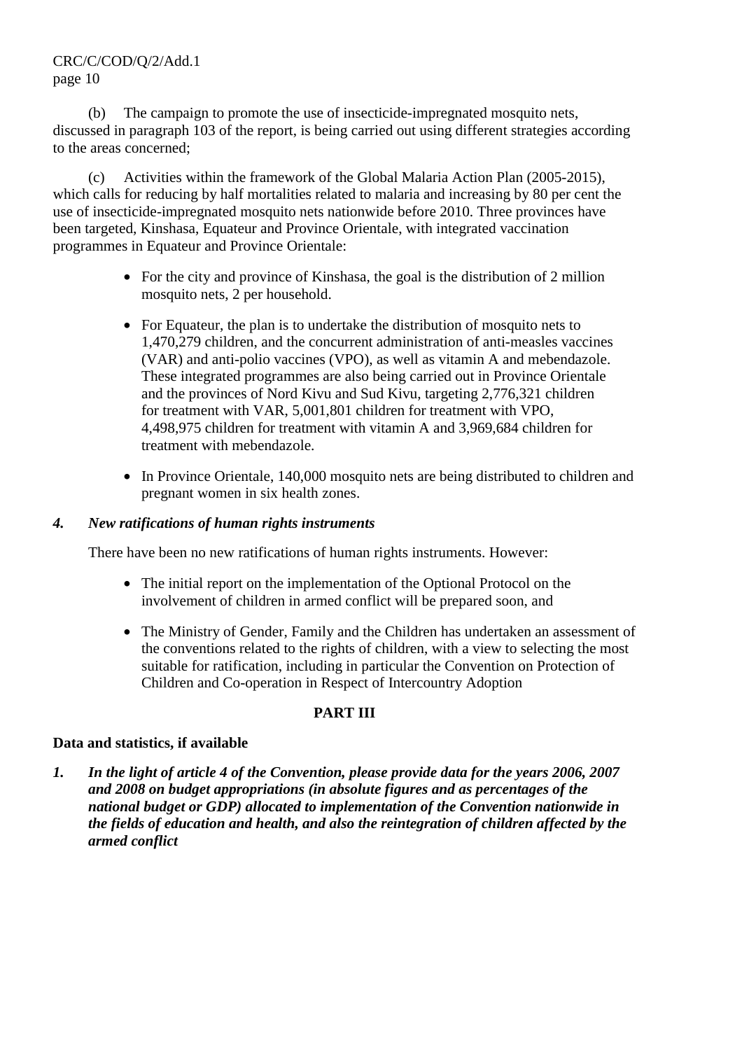(b) The campaign to promote the use of insecticide-impregnated mosquito nets, discussed in paragraph 103 of the report, is being carried out using different strategies according to the areas concerned;

(c) Activities within the framework of the Global Malaria Action Plan (2005-2015), which calls for reducing by half mortalities related to malaria and increasing by 80 per cent the use of insecticide-impregnated mosquito nets nationwide before 2010. Three provinces have been targeted, Kinshasa, Equateur and Province Orientale, with integrated vaccination programmes in Equateur and Province Orientale:

- For the city and province of Kinshasa, the goal is the distribution of 2 million mosquito nets, 2 per household.
- For Equateur, the plan is to undertake the distribution of mosquito nets to 1,470,279 children, and the concurrent administration of anti-measles vaccines (VAR) and anti-polio vaccines (VPO), as well as vitamin A and mebendazole. These integrated programmes are also being carried out in Province Orientale and the provinces of Nord Kivu and Sud Kivu, targeting 2,776,321 children for treatment with VAR, 5,001,801 children for treatment with VPO, 4,498,975 children for treatment with vitamin A and 3,969,684 children for treatment with mebendazole.
- In Province Orientale, 140,000 mosquito nets are being distributed to children and pregnant women in six health zones.

***4. New ratifications of human rights instruments***

There have been no new ratifications of human rights instruments. However:

- The initial report on the implementation of the Optional Protocol on the involvement of children in armed conflict will be prepared soon, and
- The Ministry of Gender, Family and the Children has undertaken an assessment of the conventions related to the rights of children, with a view to selecting the most suitable for ratification, including in particular the Convention on Protection of Children and Co-operation in Respect of Intercountry Adoption

## PART III

**Data and statistics, if available**

***1. In the light of article 4 of the Convention, please provide data for the years 2006, 2007 and 2008 on budget appropriations (in absolute figures and as percentages of the national budget or GDP) allocated to implementation of the Convention nationwide in the fields of education and health, and also the reintegration of children affected by the armed conflict***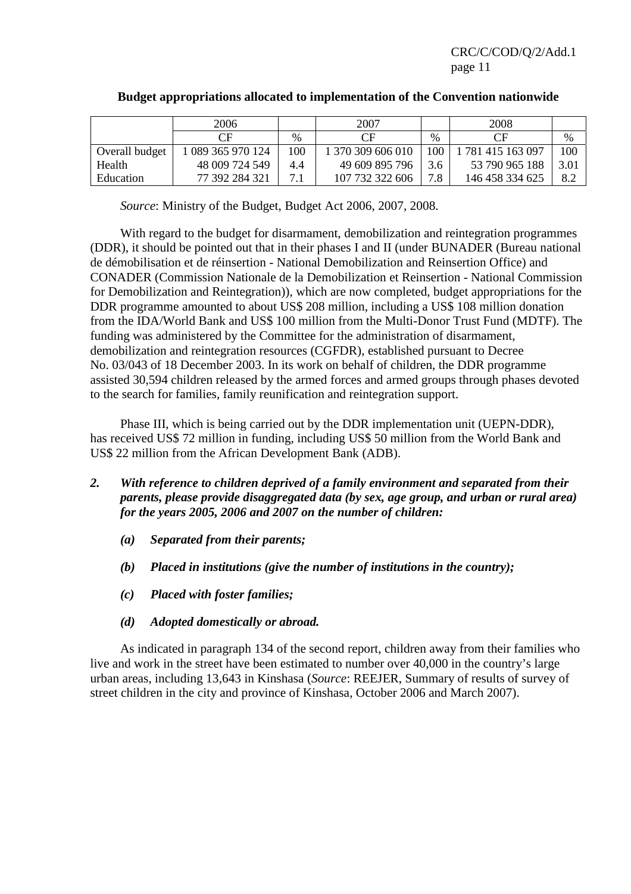**Budget appropriations allocated to implementation of the Convention nationwide**

| | 2006 | | 2007 | | 2008 | |
|---|---|---|---|---|---|---|
| | CF | % | CF | % | CF | % |
| Overall budget | 1 089 365 970 124 | 100 | 1 370 309 606 010 | 100 | 1 781 415 163 097 | 100 |
| Health | 48 009 724 549 | 4.4 | 49 609 895 796 | 3.6 | 53 790 965 188 | 3.01 |
| Education | 77 392 284 321 | 7.1 | 107 732 322 606 | 7.8 | 146 458 334 625 | 8.2 |

*Source*: Ministry of the Budget, Budget Act 2006, 2007, 2008.

With regard to the budget for disarmament, demobilization and reintegration programmes (DDR), it should be pointed out that in their phases I and II (under BUNADER (Bureau national de démobilisation et de réinsertion - National Demobilization and Reinsertion Office) and CONADER (Commission Nationale de la Demobilization et Reinsertion - National Commission for Demobilization and Reintegration)), which are now completed, budget appropriations for the DDR programme amounted to about US$ 208 million, including a US$ 108 million donation from the IDA/World Bank and US$ 100 million from the Multi-Donor Trust Fund (MDTF). The funding was administered by the Committee for the administration of disarmament, demobilization and reintegration resources (CGFDR), established pursuant to Decree No. 03/043 of 18 December 2003. In its work on behalf of children, the DDR programme assisted 30,594 children released by the armed forces and armed groups through phases devoted to the search for families, family reunification and reintegration support.

Phase III, which is being carried out by the DDR implementation unit (UEPN-DDR), has received US$ 72 million in funding, including US$ 50 million from the World Bank and US$ 22 million from the African Development Bank (ADB).

***2. With reference to children deprived of a family environment and separated from their parents, please provide disaggregated data (by sex, age group, and urban or rural area) for the years 2005, 2006 and 2007 on the number of children:***

***(a) Separated from their parents;***

***(b) Placed in institutions (give the number of institutions in the country);***

***(c) Placed with foster families;***

***(d) Adopted domestically or abroad.***

As indicated in paragraph 134 of the second report, children away from their families who live and work in the street have been estimated to number over 40,000 in the country's large urban areas, including 13,643 in Kinshasa (*Source*: REEJER, Summary of results of survey of street children in the city and province of Kinshasa, October 2006 and March 2007).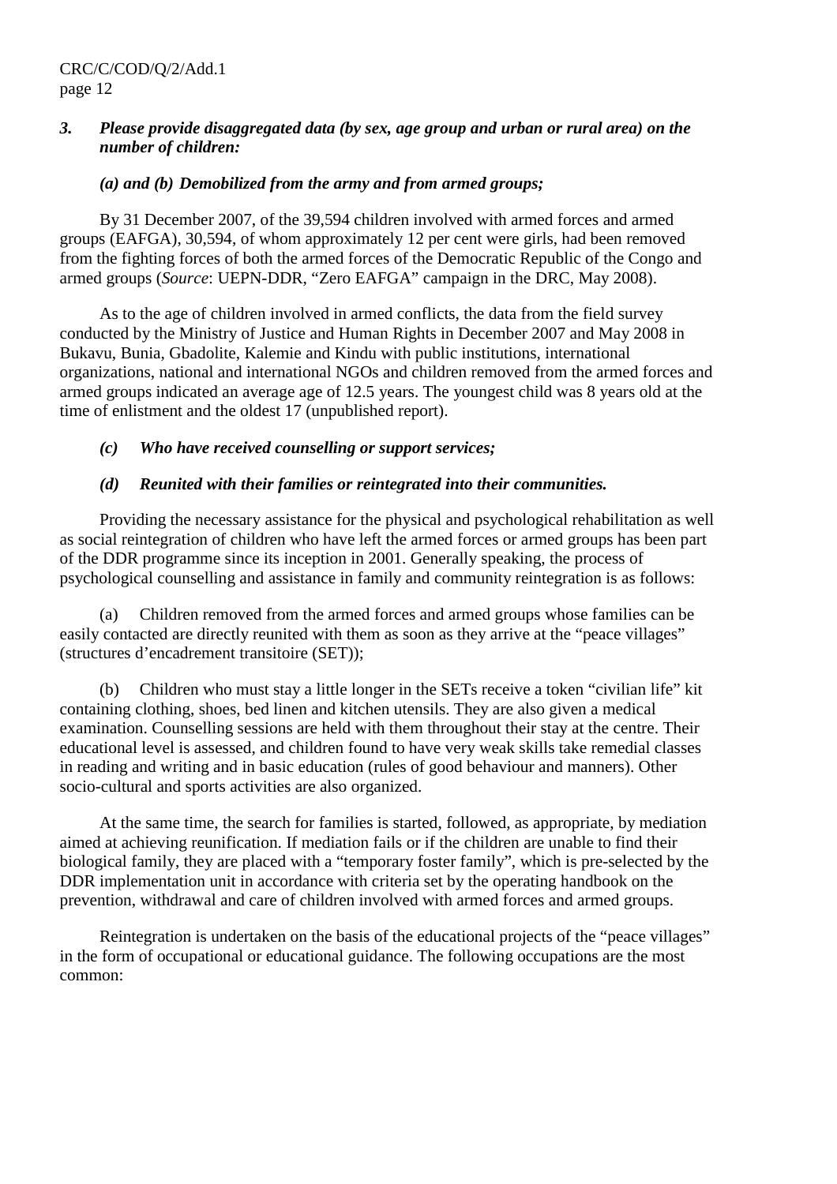***3. Please provide disaggregated data (by sex, age group and urban or rural area) on the number of children:***

***(a) and (b) Demobilized from the army and from armed groups;***

By 31 December 2007, of the 39,594 children involved with armed forces and armed groups (EAFGA), 30,594, of whom approximately 12 per cent were girls, had been removed from the fighting forces of both the armed forces of the Democratic Republic of the Congo and armed groups (*Source*: UEPN-DDR, "Zero EAFGA" campaign in the DRC, May 2008).

As to the age of children involved in armed conflicts, the data from the field survey conducted by the Ministry of Justice and Human Rights in December 2007 and May 2008 in Bukavu, Bunia, Gbadolite, Kalemie and Kindu with public institutions, international organizations, national and international NGOs and children removed from the armed forces and armed groups indicated an average age of 12.5 years. The youngest child was 8 years old at the time of enlistment and the oldest 17 (unpublished report).

***(c) Who have received counselling or support services;***

***(d) Reunited with their families or reintegrated into their communities.***

Providing the necessary assistance for the physical and psychological rehabilitation as well as social reintegration of children who have left the armed forces or armed groups has been part of the DDR programme since its inception in 2001. Generally speaking, the process of psychological counselling and assistance in family and community reintegration is as follows:

(a) Children removed from the armed forces and armed groups whose families can be easily contacted are directly reunited with them as soon as they arrive at the "peace villages" (structures d'encadrement transitoire (SET));

(b) Children who must stay a little longer in the SETs receive a token "civilian life" kit containing clothing, shoes, bed linen and kitchen utensils. They are also given a medical examination. Counselling sessions are held with them throughout their stay at the centre. Their educational level is assessed, and children found to have very weak skills take remedial classes in reading and writing and in basic education (rules of good behaviour and manners). Other socio-cultural and sports activities are also organized.

At the same time, the search for families is started, followed, as appropriate, by mediation aimed at achieving reunification. If mediation fails or if the children are unable to find their biological family, they are placed with a "temporary foster family", which is pre-selected by the DDR implementation unit in accordance with criteria set by the operating handbook on the prevention, withdrawal and care of children involved with armed forces and armed groups.

Reintegration is undertaken on the basis of the educational projects of the "peace villages" in the form of occupational or educational guidance. The following occupations are the most common: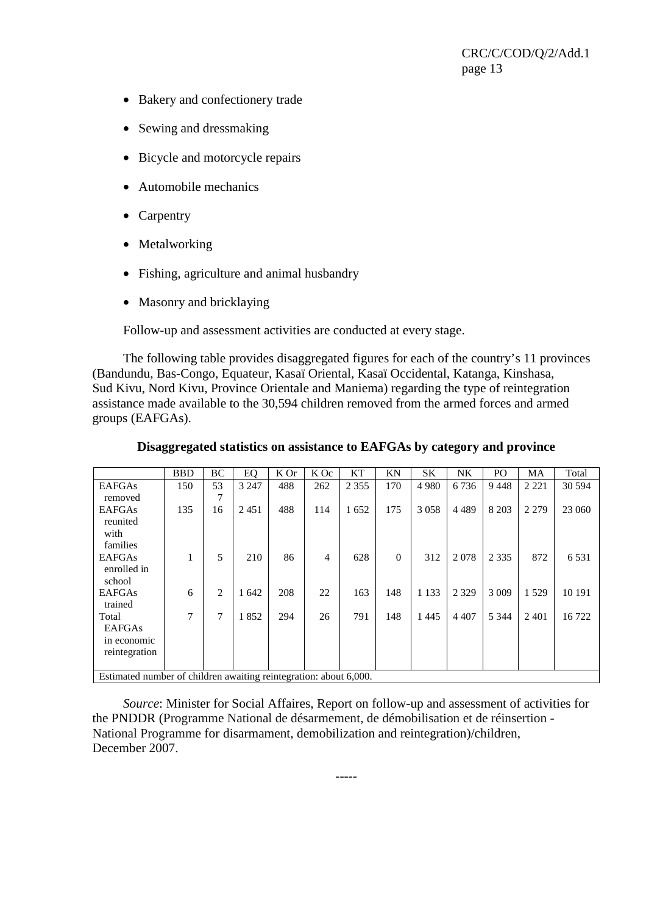- Bakery and confectionery trade
- Sewing and dressmaking
- Bicycle and motorcycle repairs
- Automobile mechanics
- Carpentry
- Metalworking
- Fishing, agriculture and animal husbandry
- Masonry and bricklaying

Follow-up and assessment activities are conducted at every stage.

The following table provides disaggregated figures for each of the country's 11 provinces (Bandundu, Bas-Congo, Equateur, Kasaï Oriental, Kasaï Occidental, Katanga, Kinshasa, Sud Kivu, Nord Kivu, Province Orientale and Maniema) regarding the type of reintegration assistance made available to the 30,594 children removed from the armed forces and armed groups (EAFGAs).

**Disaggregated statistics on assistance to EAFGAs by category and province**

| | BBD | BC | EQ | K Or | K Oc | KT | KN | SK | NK | PO | MA | Total |
|---|---|---|---|---|---|---|---|---|---|---|---|---|
| EAFGAs removed | 150 | 537 | 3 247 | 488 | 262 | 2 355 | 170 | 4 980 | 6 736 | 9 448 | 2 221 | 30 594 |
| EAFGAs reunited with families | 135 | 16 | 2 451 | 488 | 114 | 1 652 | 175 | 3 058 | 4 489 | 8 203 | 2 279 | 23 060 |
| EAFGAs enrolled in school | 1 | 5 | 210 | 86 | 4 | 628 | 0 | 312 | 2 078 | 2 335 | 872 | 6 531 |
| EAFGAs trained | 6 | 2 | 1 642 | 208 | 22 | 163 | 148 | 1 133 | 2 329 | 3 009 | 1 529 | 10 191 |
| Total EAFGAs in economic reintegration | 7 | 7 | 1 852 | 294 | 26 | 791 | 148 | 1 445 | 4 407 | 5 344 | 2 401 | 16 722 |
| Estimated number of children awaiting reintegration: about 6,000. | | | | | | | | | | | | |

*Source*: Minister for Social Affaires, Report on follow-up and assessment of activities for the PNDDR (Programme National de désarmement, de démobilisation et de réinsertion - National Programme for disarmament, demobilization and reintegration)/children, December 2007.

-----